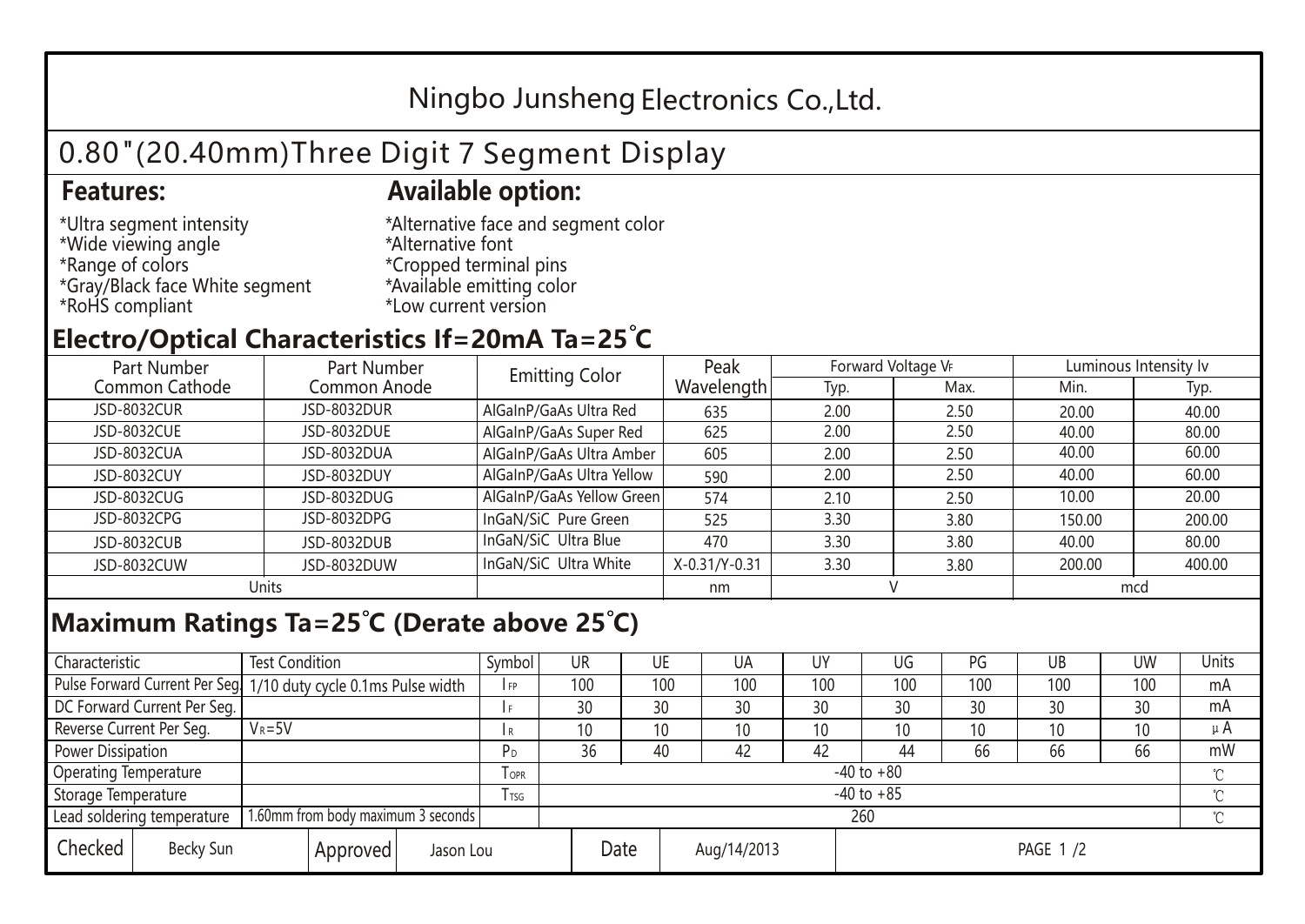# Ningbo Junsheng Electronics Co.,Ltd.

## 0.80"(20.40mm)Three Digit 7 Segment Display

### Features:

*Ultra segment intensity
*Wide viewing angle
*Range of colors
*Gray/Black face White segment
*RoHS compliant

### Available option:

*Alternative face and segment color
*Alternative font
*Cropped terminal pins
*Available emitting color
*Low current version

## Electro/Optical Characteristics If=20mA Ta=25°C

| Part Number Common Cathode | Part Number Common Anode | Emitting Color | Peak Wavelength | Forward Voltage $V_F$ | | Luminous Intensity Iv | |
|---|---|---|---|---|---|---|---|
| | | | | Typ. | Max. | Min. | Typ. |
| JSD-8032CUR | JSD-8032DUR | AlGaInP/GaAs Ultra Red | 635 | 2.00 | 2.50 | 20.00 | 40.00 |
| JSD-8032CUE | JSD-8032DUE | AlGaInP/GaAs Super Red | 625 | 2.00 | 2.50 | 40.00 | 80.00 |
| JSD-8032CUA | JSD-8032DUA | AlGaInP/GaAs Ultra Amber | 605 | 2.00 | 2.50 | 40.00 | 60.00 |
| JSD-8032CUY | JSD-8032DUY | AlGaInP/GaAs Ultra Yellow | 590 | 2.00 | 2.50 | 40.00 | 60.00 |
| JSD-8032CUG | JSD-8032DUG | AlGaInP/GaAs Yellow Green | 574 | 2.10 | 2.50 | 10.00 | 20.00 |
| JSD-8032CPG | JSD-8032DPG | InGaN/SiC Pure Green | 525 | 3.30 | 3.80 | 150.00 | 200.00 |
| JSD-8032CUB | JSD-8032DUB | InGaN/SiC Ultra Blue | 470 | 3.30 | 3.80 | 40.00 | 80.00 |
| JSD-8032CUW | JSD-8032DUW | InGaN/SiC Ultra White | X-0.31/Y-0.31 | 3.30 | 3.80 | 200.00 | 400.00 |
| Units | | | nm | V | | mcd | |

## Maximum Ratings Ta=25°C (Derate above 25°C)

| Characteristic | Test Condition | Symbol | UR | UE | UA | UY | UG | PG | UB | UW | Units |
|---|---|---|---|---|---|---|---|---|---|---|---|
| Pulse Forward Current Per Seg. | 1/10 duty cycle 0.1ms Pulse width | $I_{FP}$ | 100 | 100 | 100 | 100 | 100 | 100 | 100 | 100 | mA |
| DC Forward Current Per Seg. | | $I_F$ | 30 | 30 | 30 | 30 | 30 | 30 | 30 | 30 | mA |
| Reverse Current Per Seg. | $V_R$=5V | $I_R$ | 10 | 10 | 10 | 10 | 10 | 10 | 10 | 10 | μA |
| Power Dissipation | | $P_D$ | 36 | 40 | 42 | 42 | 44 | 66 | 66 | 66 | mW |
| Operating Temperature | | $T_{OPR}$ | -40 to +80 | | | | | | | | ℃ |
| Storage Temperature | | $T_{TSG}$ | -40 to +85 | | | | | | | | ℃ |
| Lead soldering temperature | 1.60mm from body maximum 3 seconds | | 260 | | | | | | | | ℃ |

| Checked | Becky Sun | Approved | Jason Lou | Date | Aug/14/2013 |
|---|---|---|---|---|---|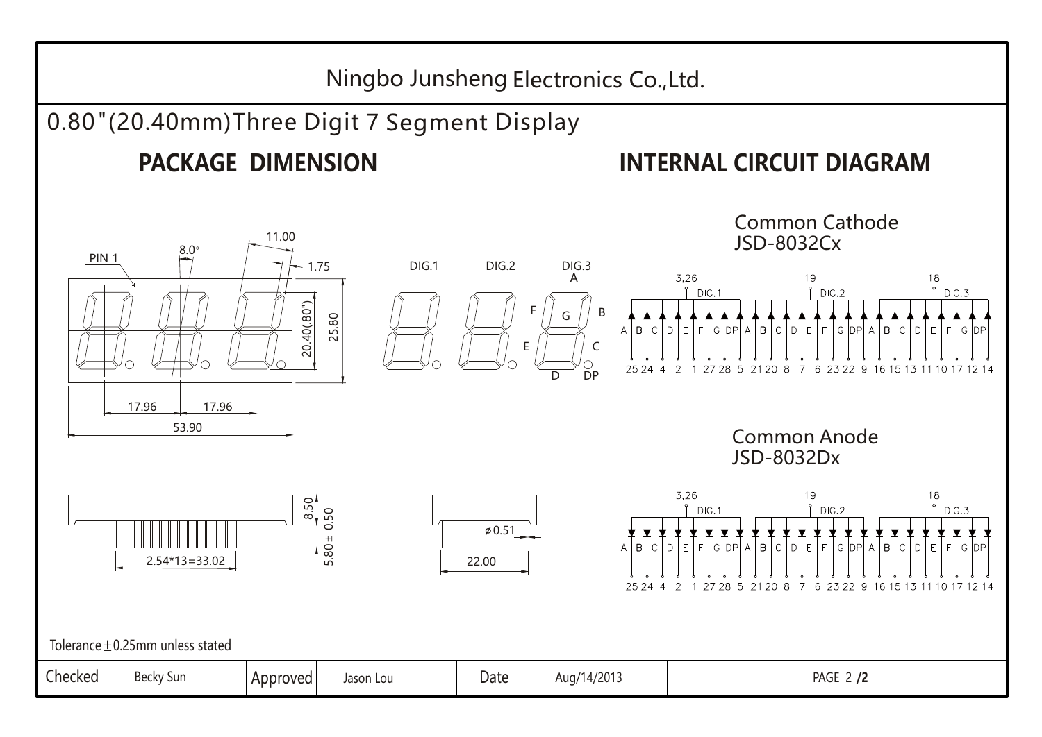Ningbo Junsheng Electronics Co.,Ltd.

0.80"(20.40mm)Three Digit 7 Segment Display

## PACKAGE DIMENSION

PIN 1

8.0°

11.00

1.75

20.40(.80")

25.80

17.96

17.96

53.90

8.50

5.80± 0.50

2.54*13=33.02

ø0.51

22.00

DIG.1 DIG.2 DIG.3

A B C D E F G DP

## INTERNAL CIRCUIT DIAGRAM

Common Cathode
JSD-8032Cx

3,26 DIG.1 19 DIG.2 18 DIG.3

A B C D E F G DP A B C D E F G DP A B C D E F G DP

25 24 4 2 1 27 28 5 21 20 8 7 6 23 22 9 16 15 13 11 10 17 12 14

Common Anode
JSD-8032Dx

3,26 DIG.1 19 DIG.2 18 DIG.3

A B C D E F G DP A B C D E F G DP A B C D E F G DP

25 24 4 2 1 27 28 5 21 20 8 7 6 23 22 9 16 15 13 11 10 17 12 14

Tolerance ± 0.25mm unless stated

| Checked | Becky Sun | Approved | Jason Lou | Date | Aug/14/2013 | PAGE 2 /2 |
| --- | --- | --- | --- | --- | --- | --- |